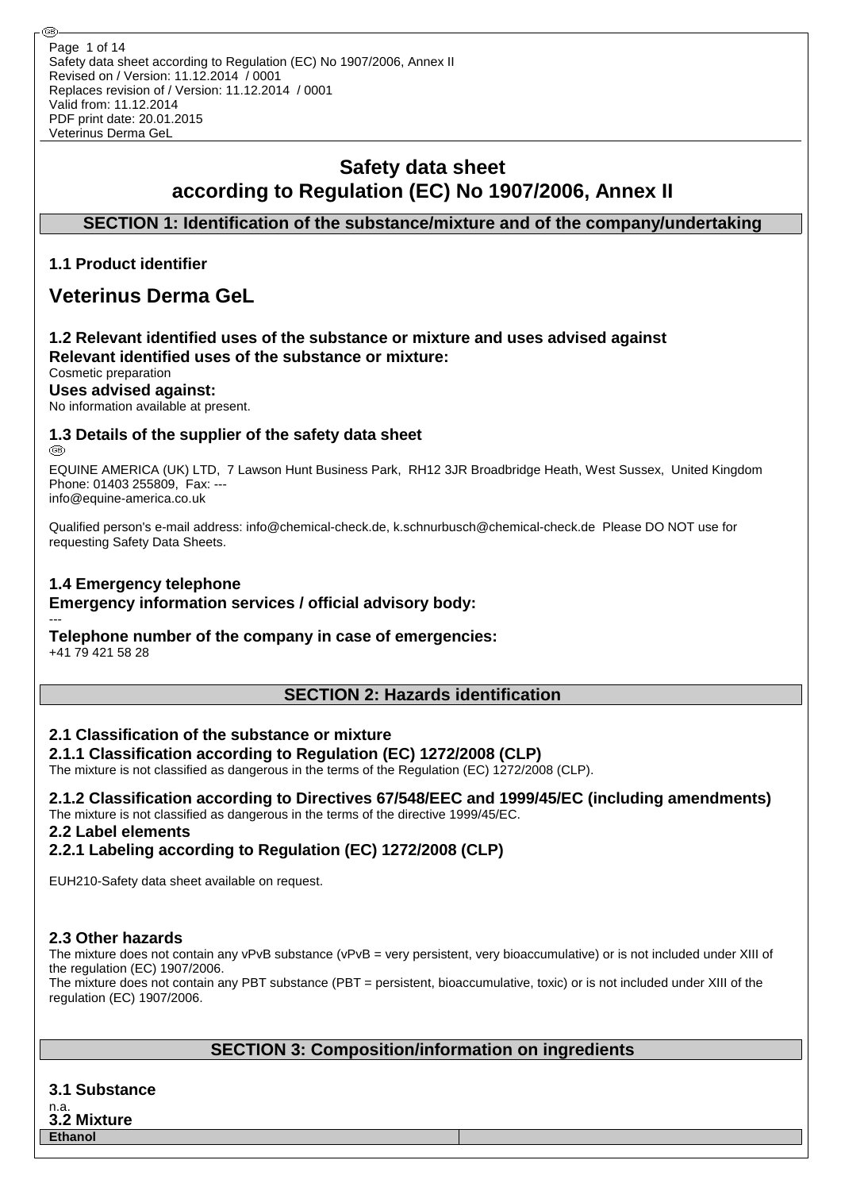# Safety data sheet according to Regulation (EC) No 1907/2006, Annex II

## SECTION 1: Identification of the substance/mixture and of the company/undertaking

### 1.1 Product identifier

# Veterinus Derma GeL

### 1.2 Relevant identified uses of the substance or mixture and uses advised against

**Relevant identified uses of the substance or mixture:**

Cosmetic preparation

**Uses advised against:**

No information available at present.

### 1.3 Details of the supplier of the safety data sheet

EQUINE AMERICA (UK) LTD, 7 Lawson Hunt Business Park, RH12 3JR Broadbridge Heath, West Sussex, United Kingdom
Phone: 01403 255809, Fax: ---
info@equine-america.co.uk

Qualified person's e-mail address: info@chemical-check.de, k.schnurbusch@chemical-check.de Please DO NOT use for requesting Safety Data Sheets.

### 1.4 Emergency telephone

**Emergency information services / official advisory body:**

---

**Telephone number of the company in case of emergencies:**

+41 79 421 58 28

## SECTION 2: Hazards identification

### 2.1 Classification of the substance or mixture

#### 2.1.1 Classification according to Regulation (EC) 1272/2008 (CLP)

The mixture is not classified as dangerous in the terms of the Regulation (EC) 1272/2008 (CLP).

#### 2.1.2 Classification according to Directives 67/548/EEC and 1999/45/EC (including amendments)

The mixture is not classified as dangerous in the terms of the directive 1999/45/EC.

### 2.2 Label elements

#### 2.2.1 Labeling according to Regulation (EC) 1272/2008 (CLP)

EUH210-Safety data sheet available on request.

### 2.3 Other hazards

The mixture does not contain any vPvB substance (vPvB = very persistent, very bioaccumulative) or is not included under XIII of the regulation (EC) 1907/2006.
The mixture does not contain any PBT substance (PBT = persistent, bioaccumulative, toxic) or is not included under XIII of the regulation (EC) 1907/2006.

## SECTION 3: Composition/information on ingredients

### 3.1 Substance

n.a.

### 3.2 Mixture

| Ethanol | |
| --- | --- |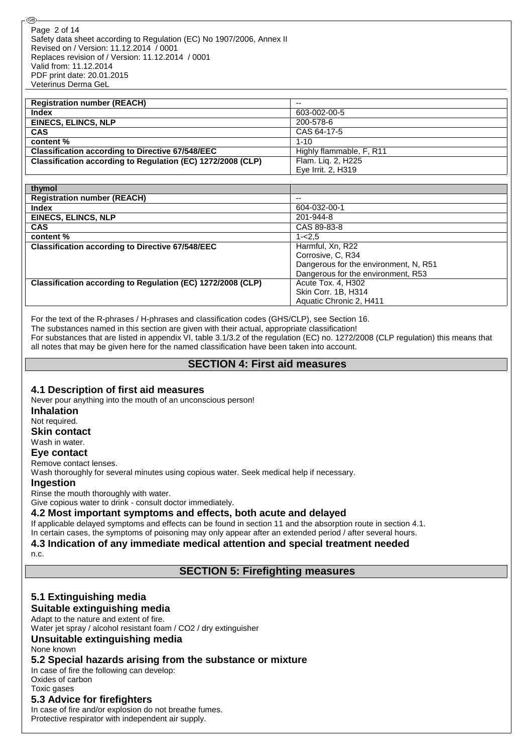| Registration number (REACH) | -- |
|---|---|
| Index | 603-002-00-5 |
| EINECS, ELINCS, NLP | 200-578-6 |
| CAS | CAS 64-17-5 |
| content % | 1-10 |
| Classification according to Directive 67/548/EEC | Highly flammable, F, R11 |
| Classification according to Regulation (EC) 1272/2008 (CLP) | Flam. Liq. 2, H225<br>Eye Irrit. 2, H319 |

| thymol | |
|---|---|
| Registration number (REACH) | -- |
| Index | 604-032-00-1 |
| EINECS, ELINCS, NLP | 201-944-8 |
| CAS | CAS 89-83-8 |
| content % | 1-<2,5 |
| Classification according to Directive 67/548/EEC | Harmful, Xn, R22<br>Corrosive, C, R34<br>Dangerous for the environment, N, R51<br>Dangerous for the environment, R53 |
| Classification according to Regulation (EC) 1272/2008 (CLP) | Acute Tox. 4, H302<br>Skin Corr. 1B, H314<br>Aquatic Chronic 2, H411 |

For the text of the R-phrases / H-phrases and classification codes (GHS/CLP), see Section 16.
The substances named in this section are given with their actual, appropriate classification!
For substances that are listed in appendix VI, table 3.1/3.2 of the regulation (EC) no. 1272/2008 (CLP regulation) this means that all notes that may be given here for the named classification have been taken into account.

## SECTION 4: First aid measures

### 4.1 Description of first aid measures

Never pour anything into the mouth of an unconscious person!

**Inhalation**

Not required.

**Skin contact**

Wash in water.

**Eye contact**

Remove contact lenses.
Wash thoroughly for several minutes using copious water. Seek medical help if necessary.

**Ingestion**

Rinse the mouth thoroughly with water.
Give copious water to drink - consult doctor immediately.

### 4.2 Most important symptoms and effects, both acute and delayed

If applicable delayed symptoms and effects can be found in section 11 and the absorption route in section 4.1.
In certain cases, the symptoms of poisoning may only appear after an extended period / after several hours.

### 4.3 Indication of any immediate medical attention and special treatment needed

n.c.

## SECTION 5: Firefighting measures

### 5.1 Extinguishing media

**Suitable extinguishing media**

Adapt to the nature and extent of fire.
Water jet spray / alcohol resistant foam / $CO_2$ / dry extinguisher

**Unsuitable extinguishing media**

None known

### 5.2 Special hazards arising from the substance or mixture

In case of fire the following can develop:
Oxides of carbon
Toxic gases

### 5.3 Advice for firefighters

In case of fire and/or explosion do not breathe fumes.
Protective respirator with independent air supply.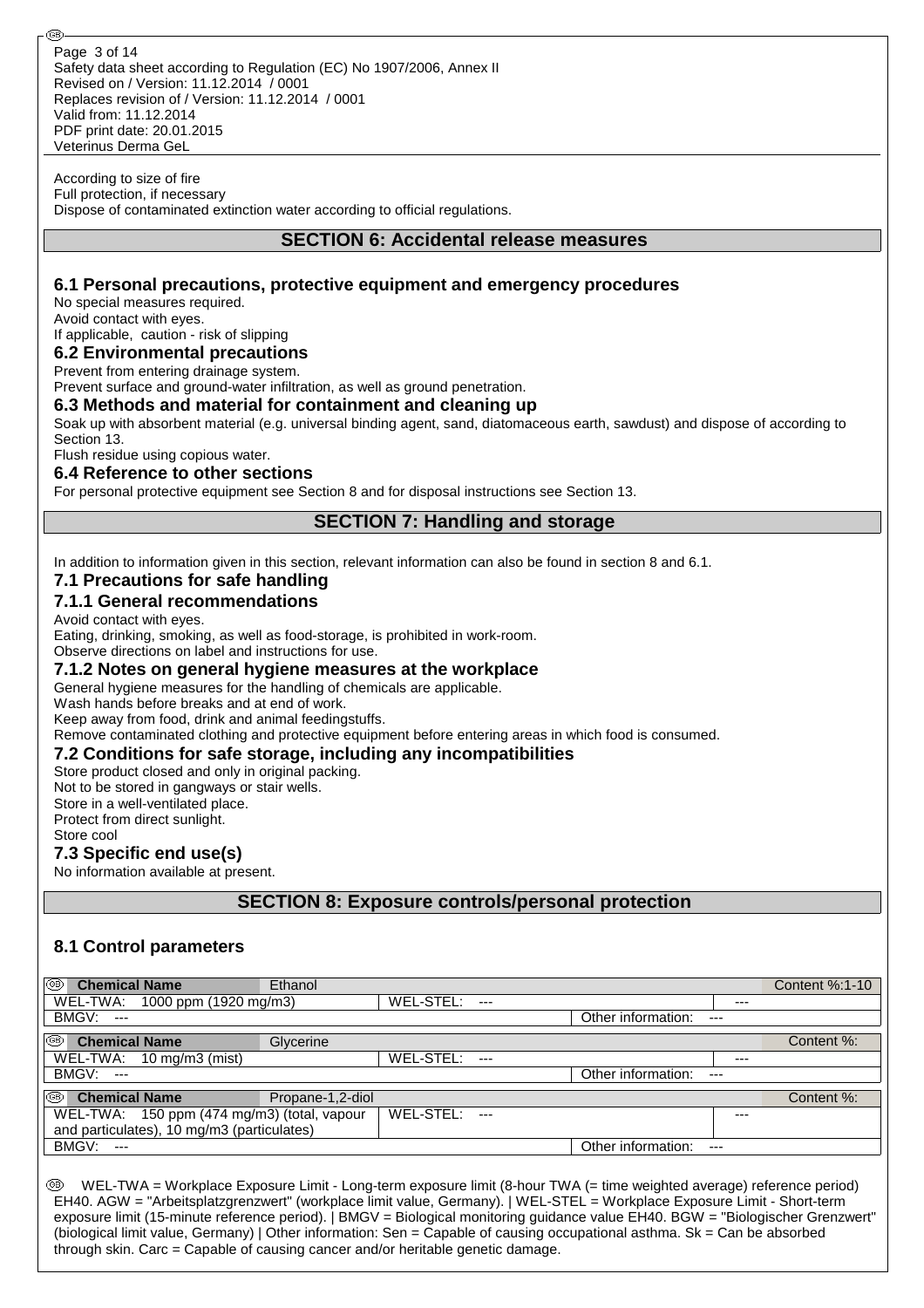According to size of fire
Full protection, if necessary
Dispose of contaminated extinction water according to official regulations.

## SECTION 6: Accidental release measures

### 6.1 Personal precautions, protective equipment and emergency procedures

No special measures required.
Avoid contact with eyes.
If applicable, caution - risk of slipping

### 6.2 Environmental precautions

Prevent from entering drainage system.
Prevent surface and ground-water infiltration, as well as ground penetration.

### 6.3 Methods and material for containment and cleaning up

Soak up with absorbent material (e.g. universal binding agent, sand, diatomaceous earth, sawdust) and dispose of according to Section 13.
Flush residue using copious water.

### 6.4 Reference to other sections

For personal protective equipment see Section 8 and for disposal instructions see Section 13.

## SECTION 7: Handling and storage

In addition to information given in this section, relevant information can also be found in section 8 and 6.1.

### 7.1 Precautions for safe handling

### 7.1.1 General recommendations

Avoid contact with eyes.
Eating, drinking, smoking, as well as food-storage, is prohibited in work-room.
Observe directions on label and instructions for use.

### 7.1.2 Notes on general hygiene measures at the workplace

General hygiene measures for the handling of chemicals are applicable.
Wash hands before breaks and at end of work.
Keep away from food, drink and animal feedingstuffs.
Remove contaminated clothing and protective equipment before entering areas in which food is consumed.

### 7.2 Conditions for safe storage, including any incompatibilities

Store product closed and only in original packing.
Not to be stored in gangways or stair wells.
Store in a well-ventilated place.
Protect from direct sunlight.
Store cool

### 7.3 Specific end use(s)

No information available at present.

## SECTION 8: Exposure controls/personal protection

### 8.1 Control parameters

| **Chemical Name** | Ethanol | | Content %:1-10 |
|---|---|---|---|
| WEL-TWA: 1000 ppm (1920 mg/m3) | WEL-STEL: --- | | --- |
| BMGV: --- | | Other information: --- | |

| **Chemical Name** | Glycerine | | Content %: |
|---|---|---|---|
| WEL-TWA: 10 mg/m3 (mist) | WEL-STEL: --- | | --- |
| BMGV: --- | | Other information: --- | |

| **Chemical Name** | Propane-1,2-diol | | Content %: |
|---|---|---|---|
| WEL-TWA: 150 ppm (474 mg/m3) (total, vapour and particulates), 10 mg/m3 (particulates) | WEL-STEL: --- | | --- |
| BMGV: --- | | Other information: --- | |

WEL-TWA = Workplace Exposure Limit - Long-term exposure limit (8-hour TWA (= time weighted average) reference period) EH40. AGW = "Arbeitsplatzgrenzwert" (workplace limit value, Germany). | WEL-STEL = Workplace Exposure Limit - Short-term exposure limit (15-minute reference period). | BMGV = Biological monitoring guidance value EH40. BGW = "Biologischer Grenzwert" (biological limit value, Germany) | Other information: Sen = Capable of causing occupational asthma. Sk = Can be absorbed through skin. Carc = Capable of causing cancer and/or heritable genetic damage.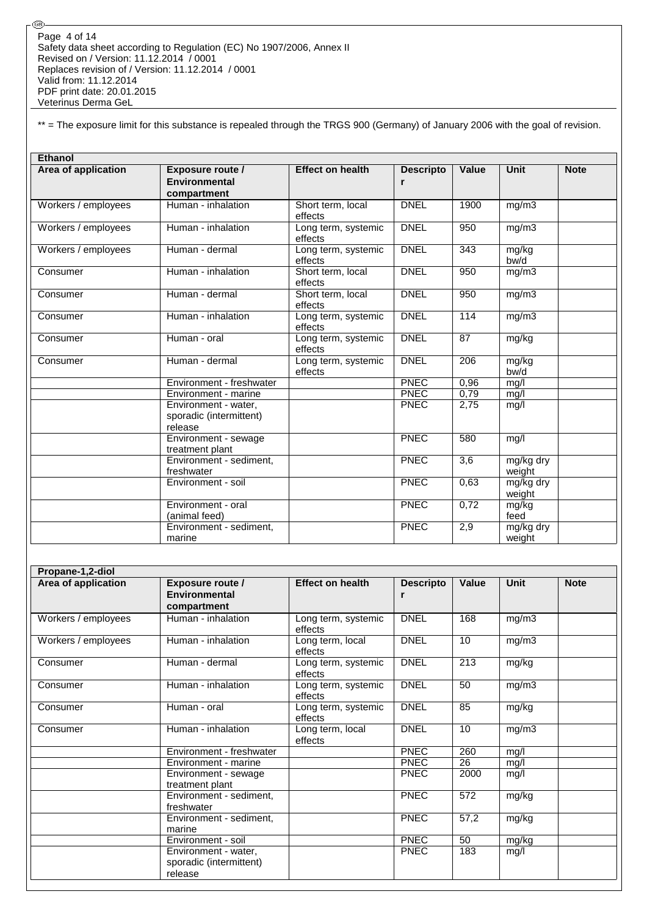** = The exposure limit for this substance is repealed through the TRGS 900 (Germany) of January 2006 with the goal of revision.

| Ethanol | | | | | | |
|---|---|---|---|---|---|---|
| **Area of application** | **Exposure route / Environmental compartment** | **Effect on health** | **Descriptor** | **Value** | **Unit** | **Note** |
| Workers / employees | Human - inhalation | Short term, local effects | DNEL | 1900 | mg/m3 | |
| Workers / employees | Human - inhalation | Long term, systemic effects | DNEL | 950 | mg/m3 | |
| Workers / employees | Human - dermal | Long term, systemic effects | DNEL | 343 | mg/kg bw/d | |
| Consumer | Human - inhalation | Short term, local effects | DNEL | 950 | mg/m3 | |
| Consumer | Human - dermal | Short term, local effects | DNEL | 950 | mg/m3 | |
| Consumer | Human - inhalation | Long term, systemic effects | DNEL | 114 | mg/m3 | |
| Consumer | Human - oral | Long term, systemic effects | DNEL | 87 | mg/kg | |
| Consumer | Human - dermal | Long term, systemic effects | DNEL | 206 | mg/kg bw/d | |
| | Environment - freshwater | | PNEC | 0,96 | mg/l | |
| | Environment - marine | | PNEC | 0,79 | mg/l | |
| | Environment - water, sporadic (intermittent) release | | PNEC | 2,75 | mg/l | |
| | Environment - sewage treatment plant | | PNEC | 580 | mg/l | |
| | Environment - sediment, freshwater | | PNEC | 3,6 | mg/kg dry weight | |
| | Environment - soil | | PNEC | 0,63 | mg/kg dry weight | |
| | Environment - oral (animal feed) | | PNEC | 0,72 | mg/kg feed | |
| | Environment - sediment, marine | | PNEC | 2,9 | mg/kg dry weight | |

| Propane-1,2-diol | | | | | | |
|---|---|---|---|---|---|---|
| **Area of application** | **Exposure route / Environmental compartment** | **Effect on health** | **Descriptor** | **Value** | **Unit** | **Note** |
| Workers / employees | Human - inhalation | Long term, systemic effects | DNEL | 168 | mg/m3 | |
| Workers / employees | Human - inhalation | Long term, local effects | DNEL | 10 | mg/m3 | |
| Consumer | Human - dermal | Long term, systemic effects | DNEL | 213 | mg/kg | |
| Consumer | Human - inhalation | Long term, systemic effects | DNEL | 50 | mg/m3 | |
| Consumer | Human - oral | Long term, systemic effects | DNEL | 85 | mg/kg | |
| Consumer | Human - inhalation | Long term, local effects | DNEL | 10 | mg/m3 | |
| | Environment - freshwater | | PNEC | 260 | mg/l | |
| | Environment - marine | | PNEC | 26 | mg/l | |
| | Environment - sewage treatment plant | | PNEC | 2000 | mg/l | |
| | Environment - sediment, freshwater | | PNEC | 572 | mg/kg | |
| | Environment - sediment, marine | | PNEC | 57,2 | mg/kg | |
| | Environment - soil | | PNEC | 50 | mg/kg | |
| | Environment - water, sporadic (intermittent) release | | PNEC | 183 | mg/l | |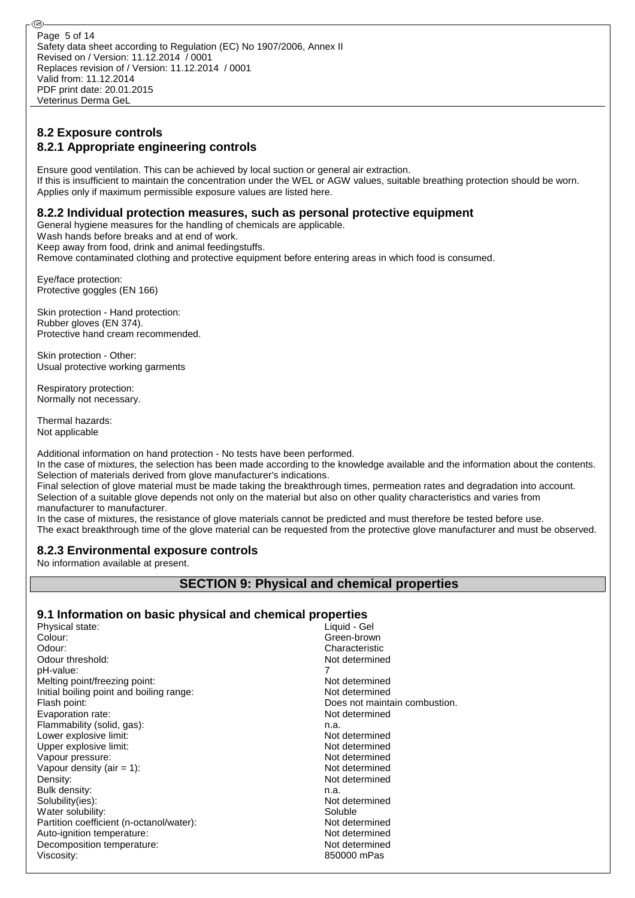## 8.2 Exposure controls

### 8.2.1 Appropriate engineering controls

Ensure good ventilation. This can be achieved by local suction or general air extraction.
If this is insufficient to maintain the concentration under the WEL or AGW values, suitable breathing protection should be worn.
Applies only if maximum permissible exposure values are listed here.

### 8.2.2 Individual protection measures, such as personal protective equipment

General hygiene measures for the handling of chemicals are applicable.
Wash hands before breaks and at end of work.
Keep away from food, drink and animal feedingstuffs.
Remove contaminated clothing and protective equipment before entering areas in which food is consumed.

Eye/face protection:
Protective goggles (EN 166)

Skin protection - Hand protection:
Rubber gloves (EN 374).
Protective hand cream recommended.

Skin protection - Other:
Usual protective working garments

Respiratory protection:
Normally not necessary.

Thermal hazards:
Not applicable

Additional information on hand protection - No tests have been performed.
In the case of mixtures, the selection has been made according to the knowledge available and the information about the contents.
Selection of materials derived from glove manufacturer's indications.
Final selection of glove material must be made taking the breakthrough times, permeation rates and degradation into account.
Selection of a suitable glove depends not only on the material but also on other quality characteristics and varies from manufacturer to manufacturer.
In the case of mixtures, the resistance of glove materials cannot be predicted and must therefore be tested before use.
The exact breakthrough time of the glove material can be requested from the protective glove manufacturer and must be observed.

### 8.2.3 Environmental exposure controls

No information available at present.

# SECTION 9: Physical and chemical properties

## 9.1 Information on basic physical and chemical properties

| Property | Value |
|---|---|
| Physical state: | Liquid - Gel |
| Colour: | Green-brown |
| Odour: | Characteristic |
| Odour threshold: | Not determined |
| pH-value: | 7 |
| Melting point/freezing point: | Not determined |
| Initial boiling point and boiling range: | Not determined |
| Flash point: | Does not maintain combustion. |
| Evaporation rate: | Not determined |
| Flammability (solid, gas): | n.a. |
| Lower explosive limit: | Not determined |
| Upper explosive limit: | Not determined |
| Vapour pressure: | Not determined |
| Vapour density (air = 1): | Not determined |
| Density: | Not determined |
| Bulk density: | n.a. |
| Solubility(ies): | Not determined |
| Water solubility: | Soluble |
| Partition coefficient (n-octanol/water): | Not determined |
| Auto-ignition temperature: | Not determined |
| Decomposition temperature: | Not determined |
| Viscosity: | 850000 mPas |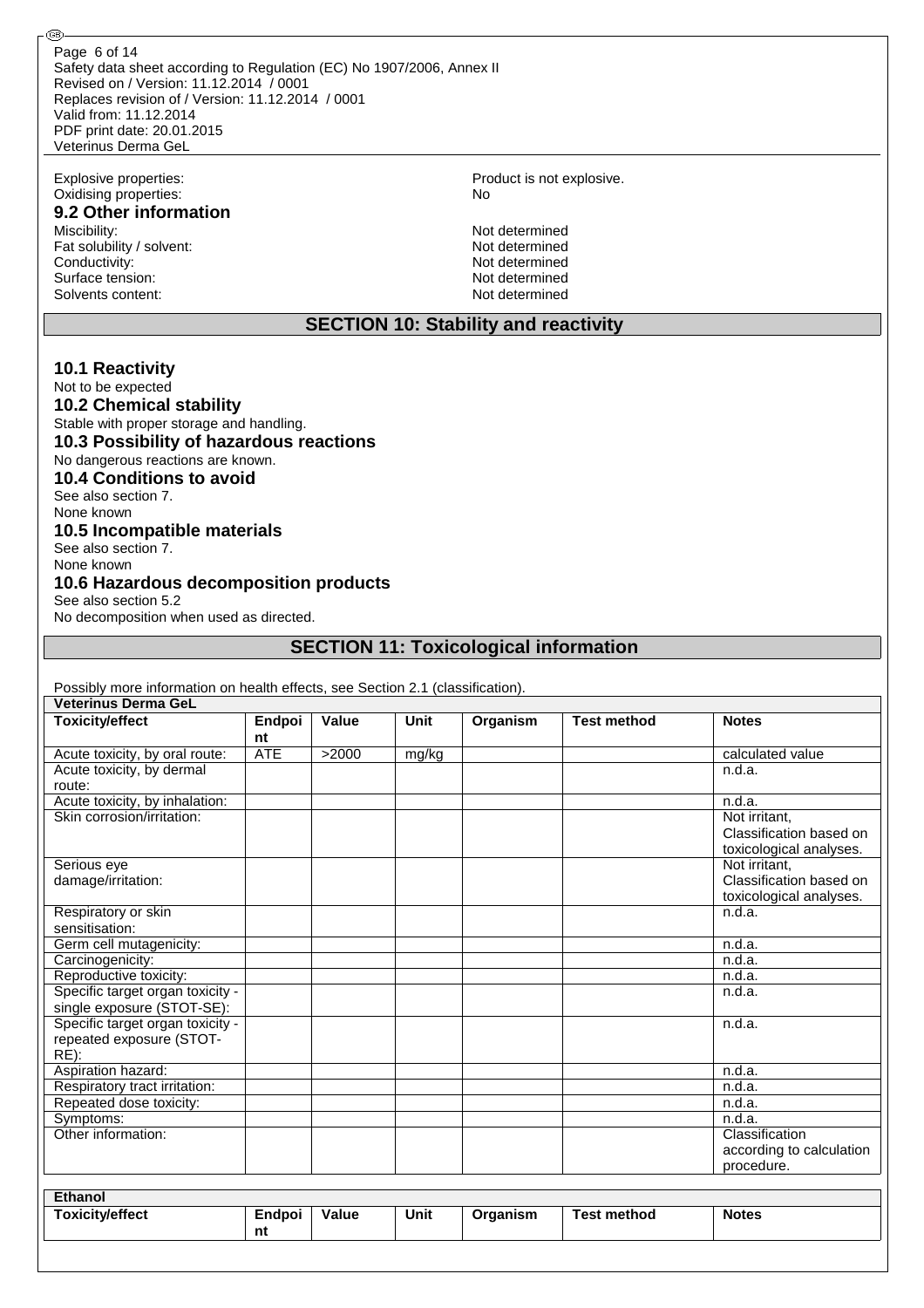Explosive properties: Product is not explosive.

Oxidising properties: No

### 9.2 Other information

Miscibility: Not determined

Fat solubility / solvent: Not determined

Conductivity: Not determined

Surface tension: Not determined

Solvents content: Not determined

## SECTION 10: Stability and reactivity

### 10.1 Reactivity

Not to be expected

### 10.2 Chemical stability

Stable with proper storage and handling.

### 10.3 Possibility of hazardous reactions

No dangerous reactions are known.

### 10.4 Conditions to avoid

See also section 7.
None known

### 10.5 Incompatible materials

See also section 7.
None known

### 10.6 Hazardous decomposition products

See also section 5.2
No decomposition when used as directed.

## SECTION 11: Toxicological information

Possibly more information on health effects, see Section 2.1 (classification).

**Veterinus Derma GeL**

| Toxicity/effect | Endpoint | Value | Unit | Organism | Test method | Notes |
|---|---|---|---|---|---|---|
| Acute toxicity, by oral route: | ATE | >2000 | mg/kg | | | calculated value |
| Acute toxicity, by dermal route: | | | | | | n.d.a. |
| Acute toxicity, by inhalation: | | | | | | n.d.a. |
| Skin corrosion/irritation: | | | | | | Not irritant, Classification based on toxicological analyses. |
| Serious eye damage/irritation: | | | | | | Not irritant, Classification based on toxicological analyses. |
| Respiratory or skin sensitisation: | | | | | | n.d.a. |
| Germ cell mutagenicity: | | | | | | n.d.a. |
| Carcinogenicity: | | | | | | n.d.a. |
| Reproductive toxicity: | | | | | | n.d.a. |
| Specific target organ toxicity - single exposure (STOT-SE): | | | | | | n.d.a. |
| Specific target organ toxicity - repeated exposure (STOT-RE): | | | | | | n.d.a. |
| Aspiration hazard: | | | | | | n.d.a. |
| Respiratory tract irritation: | | | | | | n.d.a. |
| Repeated dose toxicity: | | | | | | n.d.a. |
| Symptoms: | | | | | | n.d.a. |
| Other information: | | | | | | Classification according to calculation procedure. |

**Ethanol**

| Toxicity/effect | Endpoint | Value | Unit | Organism | Test method | Notes |
|---|---|---|---|---|---|---|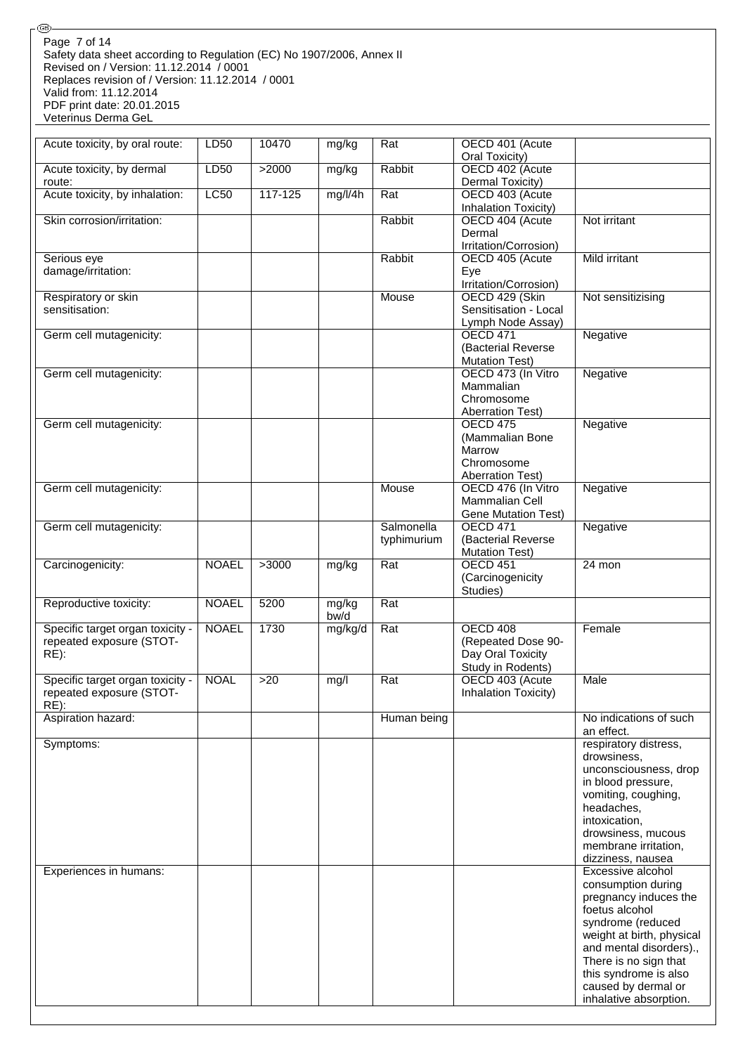| Acute toxicity, by oral route: | LD50 | 10470 | mg/kg | Rat | OECD 401 (Acute Oral Toxicity) | |
|---|---|---|---|---|---|---|
| Acute toxicity, by dermal route: | LD50 | >2000 | mg/kg | Rabbit | OECD 402 (Acute Dermal Toxicity) | |
| Acute toxicity, by inhalation: | LC50 | 117-125 | mg/l/4h | Rat | OECD 403 (Acute Inhalation Toxicity) | |
| Skin corrosion/irritation: | | | | Rabbit | OECD 404 (Acute Dermal Irritation/Corrosion) | Not irritant |
| Serious eye damage/irritation: | | | | Rabbit | OECD 405 (Acute Eye Irritation/Corrosion) | Mild irritant |
| Respiratory or skin sensitisation: | | | | Mouse | OECD 429 (Skin Sensitisation - Local Lymph Node Assay) | Not sensitizising |
| Germ cell mutagenicity: | | | | | OECD 471 (Bacterial Reverse Mutation Test) | Negative |
| Germ cell mutagenicity: | | | | | OECD 473 (In Vitro Mammalian Chromosome Aberration Test) | Negative |
| Germ cell mutagenicity: | | | | | OECD 475 (Mammalian Bone Marrow Chromosome Aberration Test) | Negative |
| Germ cell mutagenicity: | | | | Mouse | OECD 476 (In Vitro Mammalian Cell Gene Mutation Test) | Negative |
| Germ cell mutagenicity: | | | | Salmonella typhimurium | OECD 471 (Bacterial Reverse Mutation Test) | Negative |
| Carcinogenicity: | NOAEL | >3000 | mg/kg | Rat | OECD 451 (Carcinogenicity Studies) | 24 mon |
| Reproductive toxicity: | NOAEL | 5200 | mg/kg bw/d | Rat | | |
| Specific target organ toxicity - repeated exposure (STOT-RE): | NOAEL | 1730 | mg/kg/d | Rat | OECD 408 (Repeated Dose 90-Day Oral Toxicity Study in Rodents) | Female |
| Specific target organ toxicity - repeated exposure (STOT-RE): | NOAL | >20 | mg/l | Rat | OECD 403 (Acute Inhalation Toxicity) | Male |
| Aspiration hazard: | | | | Human being | | No indications of such an effect. |
| Symptoms: | | | | | | respiratory distress, drowsiness, unconsciousness, drop in blood pressure, vomiting, coughing, headaches, intoxication, drowsiness, mucous membrane irritation, dizziness, nausea |
| Experiences in humans: | | | | | | Excessive alcohol consumption during pregnancy induces the foetus alcohol syndrome (reduced weight at birth, physical and mental disorders)., There is no sign that this syndrome is also caused by dermal or inhalative absorption. |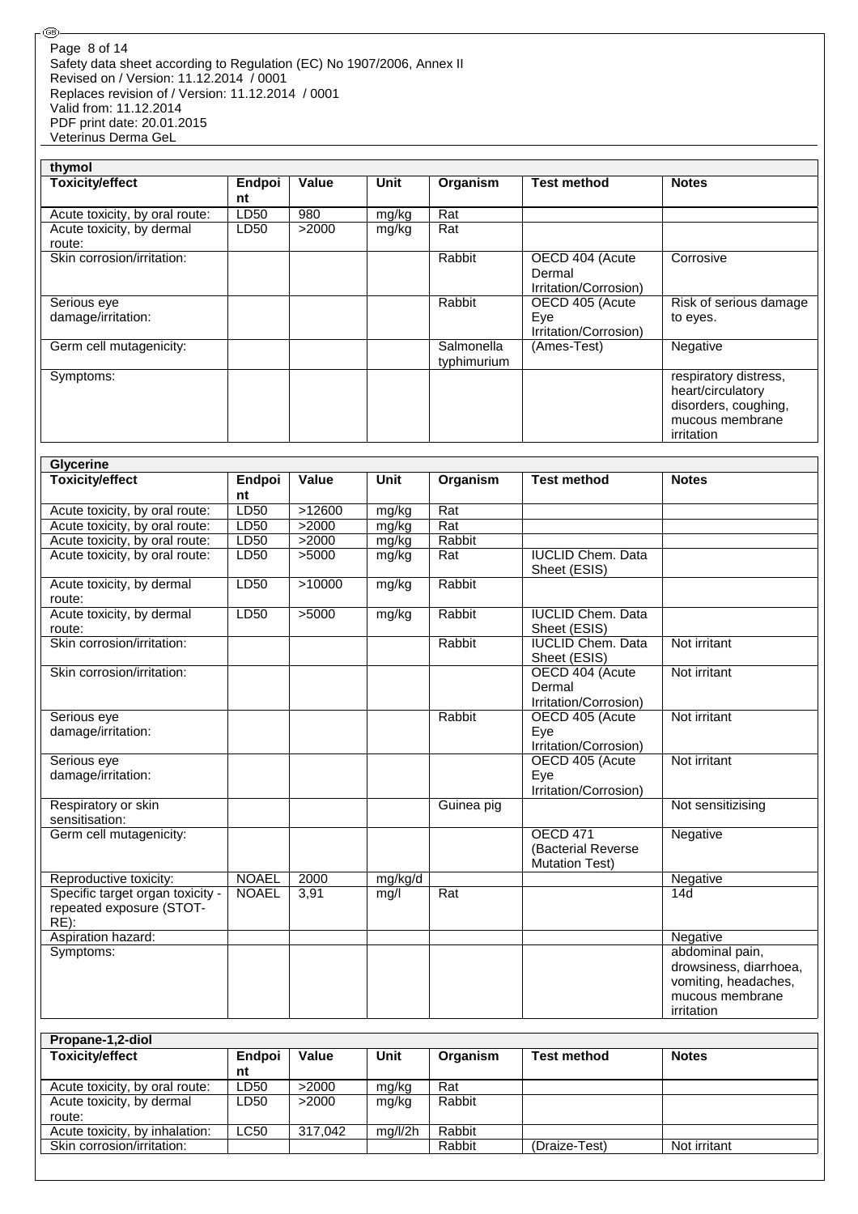**thymol**

| Toxicity/effect | Endpoint | Value | Unit | Organism | Test method | Notes |
|---|---|---|---|---|---|---|
| Acute toxicity, by oral route: | LD50 | 980 | mg/kg | Rat | | |
| Acute toxicity, by dermal route: | LD50 | >2000 | mg/kg | Rat | | |
| Skin corrosion/irritation: | | | | Rabbit | OECD 404 (Acute Dermal Irritation/Corrosion) | Corrosive |
| Serious eye damage/irritation: | | | | Rabbit | OECD 405 (Acute Eye Irritation/Corrosion) | Risk of serious damage to eyes. |
| Germ cell mutagenicity: | | | | Salmonella typhimurium | (Ames-Test) | Negative |
| Symptoms: | | | | | | respiratory distress, heart/circulatory disorders, coughing, mucous membrane irritation |

**Glycerine**

| Toxicity/effect | Endpoint | Value | Unit | Organism | Test method | Notes |
|---|---|---|---|---|---|---|
| Acute toxicity, by oral route: | LD50 | >12600 | mg/kg | Rat | | |
| Acute toxicity, by oral route: | LD50 | >2000 | mg/kg | Rat | | |
| Acute toxicity, by oral route: | LD50 | >2000 | mg/kg | Rabbit | | |
| Acute toxicity, by oral route: | LD50 | >5000 | mg/kg | Rat | IUCLID Chem. Data Sheet (ESIS) | |
| Acute toxicity, by dermal route: | LD50 | >10000 | mg/kg | Rabbit | | |
| Acute toxicity, by dermal route: | LD50 | >5000 | mg/kg | Rabbit | IUCLID Chem. Data Sheet (ESIS) | |
| Skin corrosion/irritation: | | | | Rabbit | IUCLID Chem. Data Sheet (ESIS) | Not irritant |
| Skin corrosion/irritation: | | | | | OECD 404 (Acute Dermal Irritation/Corrosion) | Not irritant |
| Serious eye damage/irritation: | | | | Rabbit | OECD 405 (Acute Eye Irritation/Corrosion) | Not irritant |
| Serious eye damage/irritation: | | | | | OECD 405 (Acute Eye Irritation/Corrosion) | Not irritant |
| Respiratory or skin sensitisation: | | | | Guinea pig | | Not sensitizising |
| Germ cell mutagenicity: | | | | | OECD 471 (Bacterial Reverse Mutation Test) | Negative |
| Reproductive toxicity: | NOAEL | 2000 | mg/kg/d | | | Negative |
| Specific target organ toxicity - repeated exposure (STOT-RE): | NOAEL | 3,91 | mg/l | Rat | | 14d |
| Aspiration hazard: | | | | | | Negative |
| Symptoms: | | | | | | abdominal pain, drowsiness, diarrhoea, vomiting, headaches, mucous membrane irritation |

**Propane-1,2-diol**

| Toxicity/effect | Endpoint | Value | Unit | Organism | Test method | Notes |
|---|---|---|---|---|---|---|
| Acute toxicity, by oral route: | LD50 | >2000 | mg/kg | Rat | | |
| Acute toxicity, by dermal route: | LD50 | >2000 | mg/kg | Rabbit | | |
| Acute toxicity, by inhalation: | LC50 | 317,042 | mg/l/2h | Rabbit | | |
| Skin corrosion/irritation: | | | | Rabbit | (Draize-Test) | Not irritant |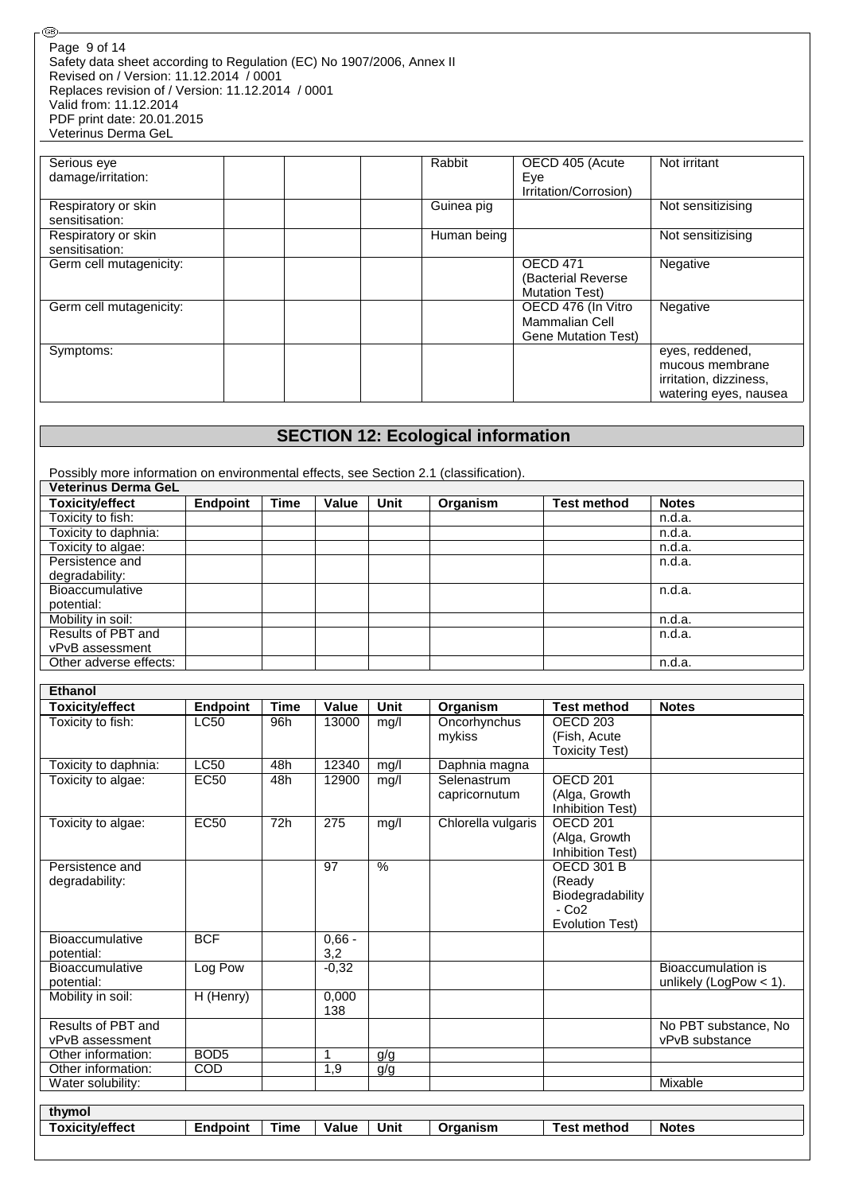| Serious eye damage/irritation: | | | | Rabbit | OECD 405 (Acute Eye Irritation/Corrosion) | Not irritant |
|---|---|---|---|---|---|---|
| Respiratory or skin sensitisation: | | | | Guinea pig | | Not sensitizising |
| Respiratory or skin sensitisation: | | | | Human being | | Not sensitizising |
| Germ cell mutagenicity: | | | | | OECD 471 (Bacterial Reverse Mutation Test) | Negative |
| Germ cell mutagenicity: | | | | | OECD 476 (In Vitro Mammalian Cell Gene Mutation Test) | Negative |
| Symptoms: | | | | | | eyes, reddened, mucous membrane irritation, dizziness, watering eyes, nausea |

## SECTION 12: Ecological information

Possibly more information on environmental effects, see Section 2.1 (classification).

**Veterinus Derma GeL**

| Toxicity/effect | Endpoint | Time | Value | Unit | Organism | Test method | Notes |
|---|---|---|---|---|---|---|---|
| Toxicity to fish: | | | | | | | n.d.a. |
| Toxicity to daphnia: | | | | | | | n.d.a. |
| Toxicity to algae: | | | | | | | n.d.a. |
| Persistence and degradability: | | | | | | | n.d.a. |
| Bioaccumulative potential: | | | | | | | n.d.a. |
| Mobility in soil: | | | | | | | n.d.a. |
| Results of PBT and vPvB assessment | | | | | | | n.d.a. |
| Other adverse effects: | | | | | | | n.d.a. |

**Ethanol**

| Toxicity/effect | Endpoint | Time | Value | Unit | Organism | Test method | Notes |
|---|---|---|---|---|---|---|---|
| Toxicity to fish: | LC50 | 96h | 13000 | mg/l | Oncorhynchus mykiss | OECD 203 (Fish, Acute Toxicity Test) | |
| Toxicity to daphnia: | LC50 | 48h | 12340 | mg/l | Daphnia magna | | |
| Toxicity to algae: | EC50 | 48h | 12900 | mg/l | Selenastrum capricornutum | OECD 201 (Alga, Growth Inhibition Test) | |
| Toxicity to algae: | EC50 | 72h | 275 | mg/l | Chlorella vulgaris | OECD 201 (Alga, Growth Inhibition Test) | |
| Persistence and degradability: | | | 97 | % | | OECD 301 B (Ready Biodegradability - Co2 Evolution Test) | |
| Bioaccumulative potential: | BCF | | 0,66 - 3,2 | | | | |
| Bioaccumulative potential: | Log Pow | | -0,32 | | | | Bioaccumulation is unlikely (LogPow < 1). |
| Mobility in soil: | H (Henry) | | 0,000 138 | | | | |
| Results of PBT and vPvB assessment | | | | | | | No PBT substance, No vPvB substance |
| Other information: | BOD5 | | 1 | g/g | | | |
| Other information: | COD | | 1,9 | g/g | | | |
| Water solubility: | | | | | | | Mixable |

**thymol**

| Toxicity/effect | Endpoint | Time | Value | Unit | Organism | Test method | Notes |
|---|---|---|---|---|---|---|---|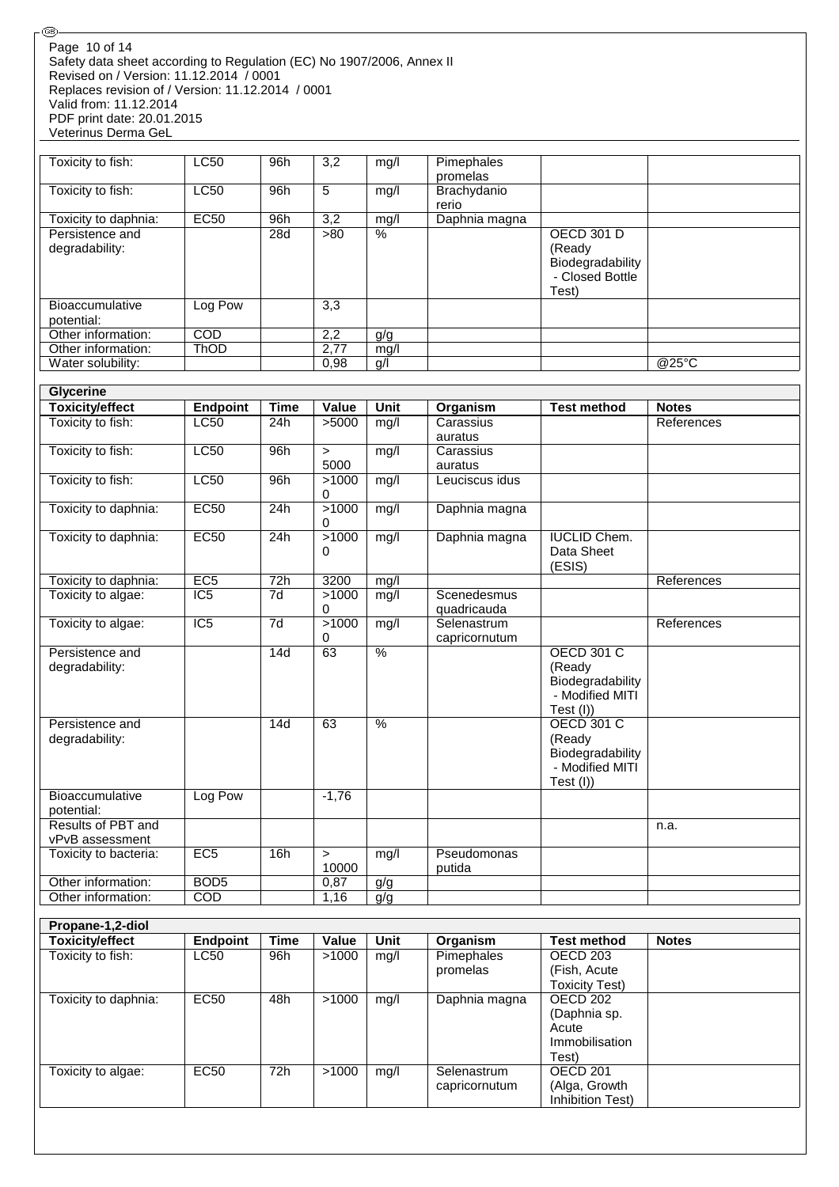| | | | | | | | |
|---|---|---|---|---|---|---|---|
| Toxicity to fish: | LC50 | 96h | 3,2 | mg/l | Pimephales promelas | | |
| Toxicity to fish: | LC50 | 96h | 5 | mg/l | Brachydanio rerio | | |
| Toxicity to daphnia: | EC50 | 96h | 3,2 | mg/l | Daphnia magna | | |
| Persistence and degradability: | | 28d | >80 | % | | OECD 301 D (Ready Biodegradability - Closed Bottle Test) | |
| Bioaccumulative potential: | Log Pow | | 3,3 | | | | |
| Other information: | COD | | 2,2 | g/g | | | |
| Other information: | ThOD | | 2,77 | mg/l | | | |
| Water solubility: | | | 0,98 | g/l | | | @25°C |

**Glycerine**

| Toxicity/effect | Endpoint | Time | Value | Unit | Organism | Test method | Notes |
|---|---|---|---|---|---|---|---|
| Toxicity to fish: | LC50 | 24h | >5000 | mg/l | Carassius auratus | | References |
| Toxicity to fish: | LC50 | 96h | > 5000 | mg/l | Carassius auratus | | |
| Toxicity to fish: | LC50 | 96h | >10000 | mg/l | Leuciscus idus | | |
| Toxicity to daphnia: | EC50 | 24h | >10000 | mg/l | Daphnia magna | | |
| Toxicity to daphnia: | EC50 | 24h | >10000 | mg/l | Daphnia magna | IUCLID Chem. Data Sheet (ESIS) | |
| Toxicity to daphnia: | EC5 | 72h | 3200 | mg/l | | | References |
| Toxicity to algae: | IC5 | 7d | >10000 | mg/l | Scenedesmus quadricauda | | |
| Toxicity to algae: | IC5 | 7d | >10000 | mg/l | Selenastrum capricornutum | | References |
| Persistence and degradability: | | 14d | 63 | % | | OECD 301 C (Ready Biodegradability - Modified MITI Test (I)) | |
| Persistence and degradability: | | 14d | 63 | % | | OECD 301 C (Ready Biodegradability - Modified MITI Test (I)) | |
| Bioaccumulative potential: | Log Pow | | -1,76 | | | | |
| Results of PBT and vPvB assessment | | | | | | | n.a. |
| Toxicity to bacteria: | EC5 | 16h | > 10000 | mg/l | Pseudomonas putida | | |
| Other information: | BOD5 | | 0,87 | g/g | | | |
| Other information: | COD | | 1,16 | g/g | | | |

**Propane-1,2-diol**

| Toxicity/effect | Endpoint | Time | Value | Unit | Organism | Test method | Notes |
|---|---|---|---|---|---|---|---|
| Toxicity to fish: | LC50 | 96h | >1000 | mg/l | Pimephales promelas | OECD 203 (Fish, Acute Toxicity Test) | |
| Toxicity to daphnia: | EC50 | 48h | >1000 | mg/l | Daphnia magna | OECD 202 (Daphnia sp. Acute Immobilisation Test) | |
| Toxicity to algae: | EC50 | 72h | >1000 | mg/l | Selenastrum capricornutum | OECD 201 (Alga, Growth Inhibition Test) | |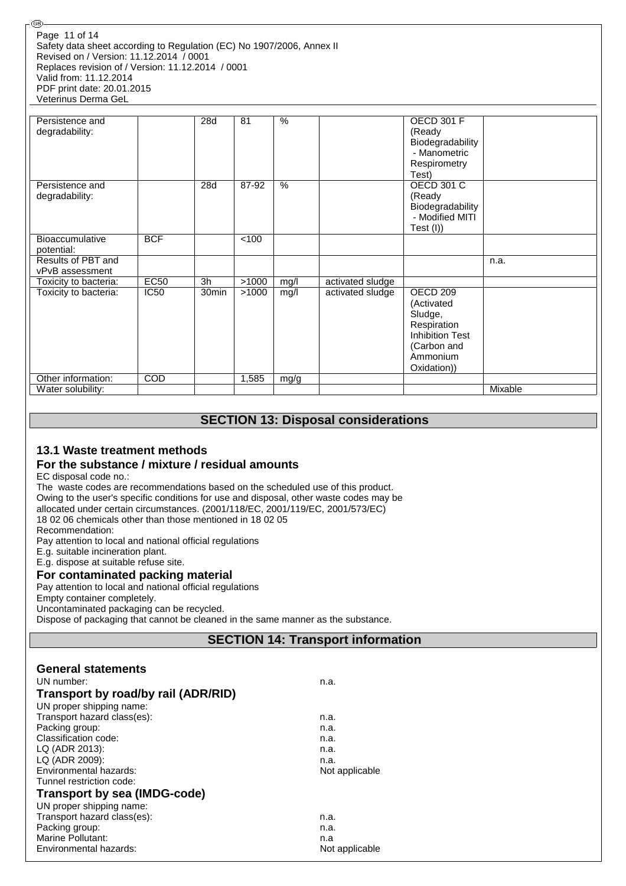| Persistence and degradability: | | 28d | 81 | % | | OECD 301 F (Ready Biodegradability - Manometric Respirometry Test) | |
|---|---|---|---|---|---|---|---|
| Persistence and degradability: | | 28d | 87-92 | % | | OECD 301 C (Ready Biodegradability - Modified MITI Test (I)) | |
| Bioaccumulative potential: | BCF | | <100 | | | | |
| Results of PBT and vPvB assessment | | | | | | | n.a. |
| Toxicity to bacteria: | EC50 | 3h | >1000 | mg/l | activated sludge | | |
| Toxicity to bacteria: | IC50 | 30min | >1000 | mg/l | activated sludge | OECD 209 (Activated Sludge, Respiration Inhibition Test (Carbon and Ammonium Oxidation)) | |
| Other information: | COD | | 1,585 | mg/g | | | |
| Water solubility: | | | | | | | Mixable |

## SECTION 13: Disposal considerations

### 13.1 Waste treatment methods

### For the substance / mixture / residual amounts

EC disposal code no.:
The waste codes are recommendations based on the scheduled use of this product.
Owing to the user's specific conditions for use and disposal, other waste codes may be allocated under certain circumstances. (2001/118/EC, 2001/119/EC, 2001/573/EC)
18 02 06 chemicals other than those mentioned in 18 02 05
Recommendation:
Pay attention to local and national official regulations
E.g. suitable incineration plant.
E.g. dispose at suitable refuse site.

### For contaminated packing material

Pay attention to local and national official regulations
Empty container completely.
Uncontaminated packaging can be recycled.
Dispose of packaging that cannot be cleaned in the same manner as the substance.

## SECTION 14: Transport information

### General statements

UN number: n.a.

### Transport by road/by rail (ADR/RID)

UN proper shipping name:
Transport hazard class(es): n.a.
Packing group: n.a.
Classification code: n.a.
LQ (ADR 2013): n.a.
LQ (ADR 2009): n.a.
Environmental hazards: Not applicable
Tunnel restriction code:

### Transport by sea (IMDG-code)

UN proper shipping name:
Transport hazard class(es): n.a.
Packing group: n.a.
Marine Pollutant: n.a
Environmental hazards: Not applicable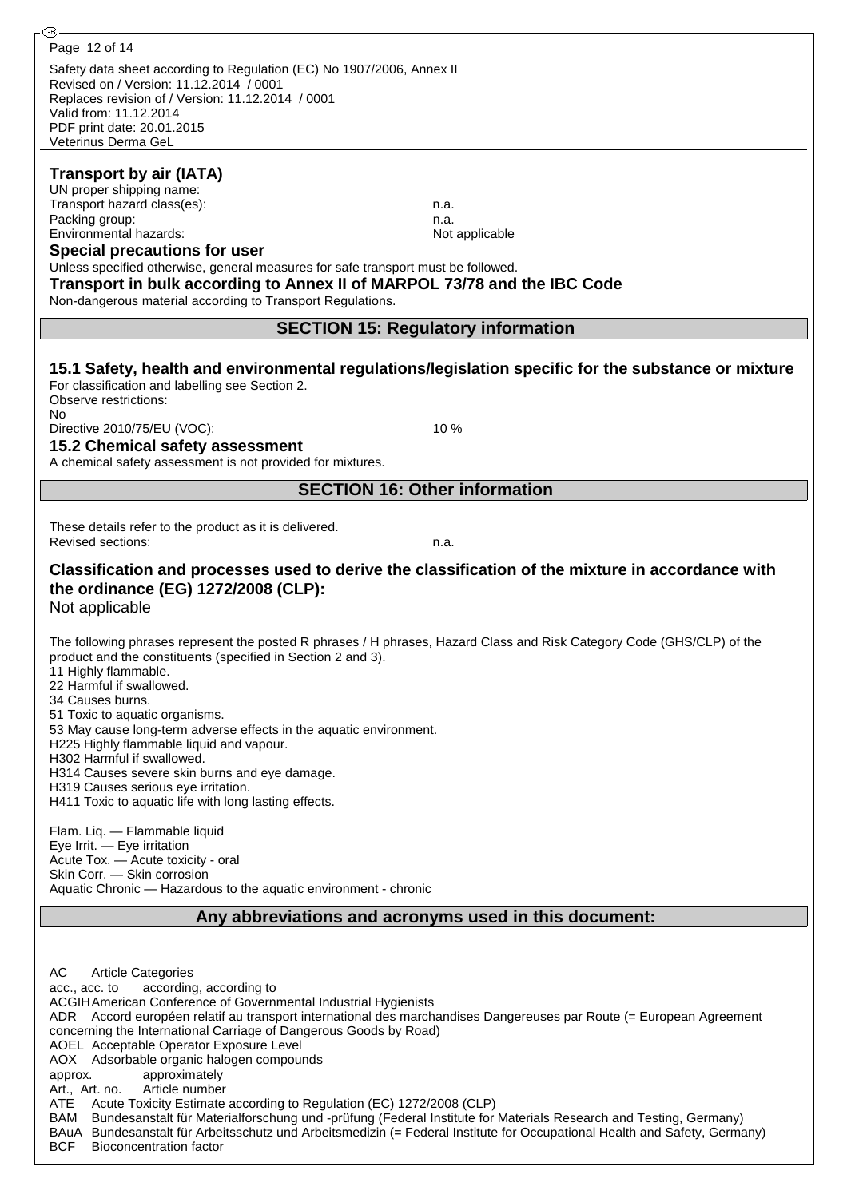### Transport by air (IATA)

UN proper shipping name:
Transport hazard class(es): n.a.
Packing group: n.a.
Environmental hazards: Not applicable

**Special precautions for user**

Unless specified otherwise, general measures for safe transport must be followed.

**Transport in bulk according to Annex II of MARPOL 73/78 and the IBC Code**

Non-dangerous material according to Transport Regulations.

## SECTION 15: Regulatory information

### 15.1 Safety, health and environmental regulations/legislation specific for the substance or mixture

For classification and labelling see Section 2.
Observe restrictions:
No
Directive 2010/75/EU (VOC): 10 %

### 15.2 Chemical safety assessment

A chemical safety assessment is not provided for mixtures.

## SECTION 16: Other information

These details refer to the product as it is delivered.
Revised sections: n.a.

### Classification and processes used to derive the classification of the mixture in accordance with the ordinance (EG) 1272/2008 (CLP):

Not applicable

The following phrases represent the posted R phrases / H phrases, Hazard Class and Risk Category Code (GHS/CLP) of the product and the constituents (specified in Section 2 and 3).

11 Highly flammable.
22 Harmful if swallowed.
34 Causes burns.
51 Toxic to aquatic organisms.
53 May cause long-term adverse effects in the aquatic environment.
H225 Highly flammable liquid and vapour.
H302 Harmful if swallowed.
H314 Causes severe skin burns and eye damage.
H319 Causes serious eye irritation.
H411 Toxic to aquatic life with long lasting effects.

Flam. Liq. — Flammable liquid
Eye Irrit. — Eye irritation
Acute Tox. — Acute toxicity - oral
Skin Corr. — Skin corrosion
Aquatic Chronic — Hazardous to the aquatic environment - chronic

## Any abbreviations and acronyms used in this document:

AC Article Categories
acc., acc. to according, according to
ACGIH American Conference of Governmental Industrial Hygienists
ADR Accord européen relatif au transport international des marchandises Dangereuses par Route (= European Agreement concerning the International Carriage of Dangerous Goods by Road)
AOEL Acceptable Operator Exposure Level
AOX Adsorbable organic halogen compounds
approx. approximately
Art., Art. no. Article number
ATE Acute Toxicity Estimate according to Regulation (EC) 1272/2008 (CLP)
BAM Bundesanstalt für Materialforschung und -prüfung (Federal Institute for Materials Research and Testing, Germany)
BAuA Bundesanstalt für Arbeitsschutz und Arbeitsmedizin (= Federal Institute for Occupational Health and Safety, Germany)
BCF Bioconcentration factor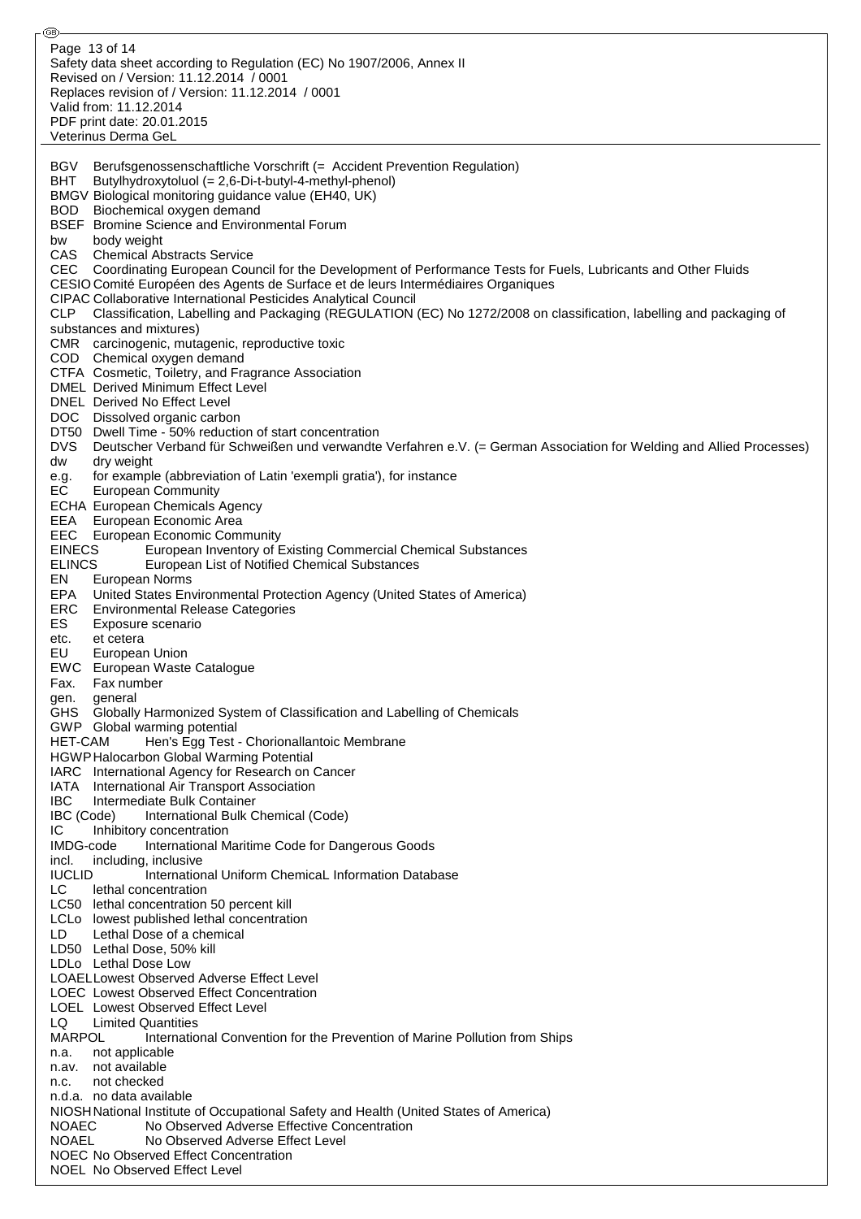BGV Berufsgenossenschaftliche Vorschrift (= Accident Prevention Regulation)
BHT Butylhydroxytoluol (= 2,6-Di-t-butyl-4-methyl-phenol)
BMGV Biological monitoring guidance value (EH40, UK)
BOD Biochemical oxygen demand
BSEF Bromine Science and Environmental Forum
bw body weight
CAS Chemical Abstracts Service
CEC Coordinating European Council for the Development of Performance Tests for Fuels, Lubricants and Other Fluids
CESIO Comité Européen des Agents de Surface et de leurs Intermédiaires Organiques
CIPAC Collaborative International Pesticides Analytical Council
CLP Classification, Labelling and Packaging (REGULATION (EC) No 1272/2008 on classification, labelling and packaging of substances and mixtures)
CMR carcinogenic, mutagenic, reproductive toxic
COD Chemical oxygen demand
CTFA Cosmetic, Toiletry, and Fragrance Association
DMEL Derived Minimum Effect Level
DNEL Derived No Effect Level
DOC Dissolved organic carbon
DT50 Dwell Time - 50% reduction of start concentration
DVS Deutscher Verband für Schweißen und verwandte Verfahren e.V. (= German Association for Welding and Allied Processes)
dw dry weight
e.g. for example (abbreviation of Latin 'exempli gratia'), for instance
EC European Community
ECHA European Chemicals Agency
EEA European Economic Area
EEC European Economic Community
EINECS European Inventory of Existing Commercial Chemical Substances
ELINCS European List of Notified Chemical Substances
EN European Norms
EPA United States Environmental Protection Agency (United States of America)
ERC Environmental Release Categories
ES Exposure scenario
etc. et cetera
EU European Union
EWC European Waste Catalogue
Fax. Fax number
gen. general
GHS Globally Harmonized System of Classification and Labelling of Chemicals
GWP Global warming potential
HET-CAM Hen's Egg Test - Chorionallantoic Membrane
HGWP Halocarbon Global Warming Potential
IARC International Agency for Research on Cancer
IATA International Air Transport Association
IBC Intermediate Bulk Container
IBC (Code) International Bulk Chemical (Code)
IC Inhibitory concentration
IMDG-code International Maritime Code for Dangerous Goods
incl. including, inclusive
IUCLID International Uniform ChemicaL Information Database
LC lethal concentration
LC50 lethal concentration 50 percent kill
LCLo lowest published lethal concentration
LD Lethal Dose of a chemical
LD50 Lethal Dose, 50% kill
LDLo Lethal Dose Low
LOAEL Lowest Observed Adverse Effect Level
LOEC Lowest Observed Effect Concentration
LOEL Lowest Observed Effect Level
LQ Limited Quantities
MARPOL International Convention for the Prevention of Marine Pollution from Ships
n.a. not applicable
n.av. not available
n.c. not checked
n.d.a. no data available
NIOSH National Institute of Occupational Safety and Health (United States of America)
NOAEC No Observed Adverse Effective Concentration
NOAEL No Observed Adverse Effect Level
NOEC No Observed Effect Concentration
NOEL No Observed Effect Level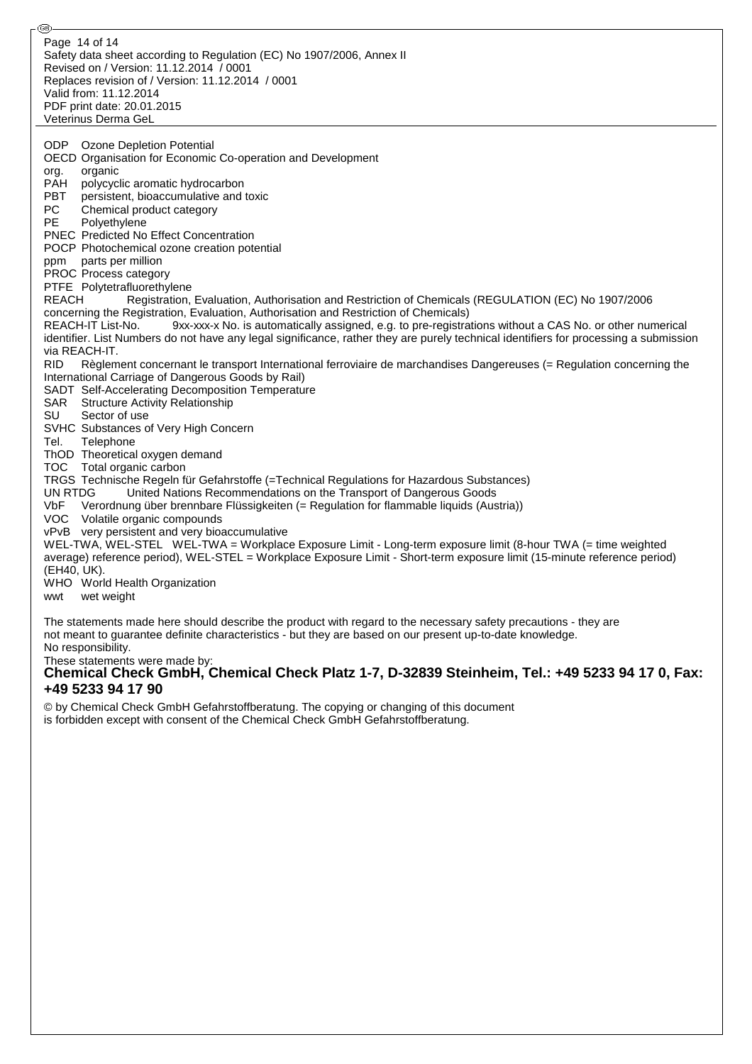ODP Ozone Depletion Potential
OECD Organisation for Economic Co-operation and Development
org. organic
PAH polycyclic aromatic hydrocarbon
PBT persistent, bioaccumulative and toxic
PC Chemical product category
PE Polyethylene
PNEC Predicted No Effect Concentration
POCP Photochemical ozone creation potential
ppm parts per million
PROC Process category
PTFE Polytetrafluorethylene
REACH Registration, Evaluation, Authorisation and Restriction of Chemicals (REGULATION (EC) No 1907/2006 concerning the Registration, Evaluation, Authorisation and Restriction of Chemicals)
REACH-IT List-No. 9xx-xxx-x No. is automatically assigned, e.g. to pre-registrations without a CAS No. or other numerical identifier. List Numbers do not have any legal significance, rather they are purely technical identifiers for processing a submission via REACH-IT.
RID Règlement concernant le transport International ferroviaire de marchandises Dangereuses (= Regulation concerning the International Carriage of Dangerous Goods by Rail)
SADT Self-Accelerating Decomposition Temperature
SAR Structure Activity Relationship
SU Sector of use
SVHC Substances of Very High Concern
Tel. Telephone
ThOD Theoretical oxygen demand
TOC Total organic carbon
TRGS Technische Regeln für Gefahrstoffe (=Technical Regulations for Hazardous Substances)
UN RTDG United Nations Recommendations on the Transport of Dangerous Goods
VbF Verordnung über brennbare Flüssigkeiten (= Regulation for flammable liquids (Austria))
VOC Volatile organic compounds
vPvB very persistent and very bioaccumulative
WEL-TWA, WEL-STEL WEL-TWA = Workplace Exposure Limit - Long-term exposure limit (8-hour TWA (= time weighted average) reference period), WEL-STEL = Workplace Exposure Limit - Short-term exposure limit (15-minute reference period) (EH40, UK).
WHO World Health Organization
wwt wet weight

The statements made here should describe the product with regard to the necessary safety precautions - they are not meant to guarantee definite characteristics - but they are based on our present up-to-date knowledge.
No responsibility.
These statements were made by:

**Chemical Check GmbH, Chemical Check Platz 1-7, D-32839 Steinheim, Tel.: +49 5233 94 17 0, Fax: +49 5233 94 17 90**

© by Chemical Check GmbH Gefahrstoffberatung. The copying or changing of this document is forbidden except with consent of the Chemical Check GmbH Gefahrstoffberatung.